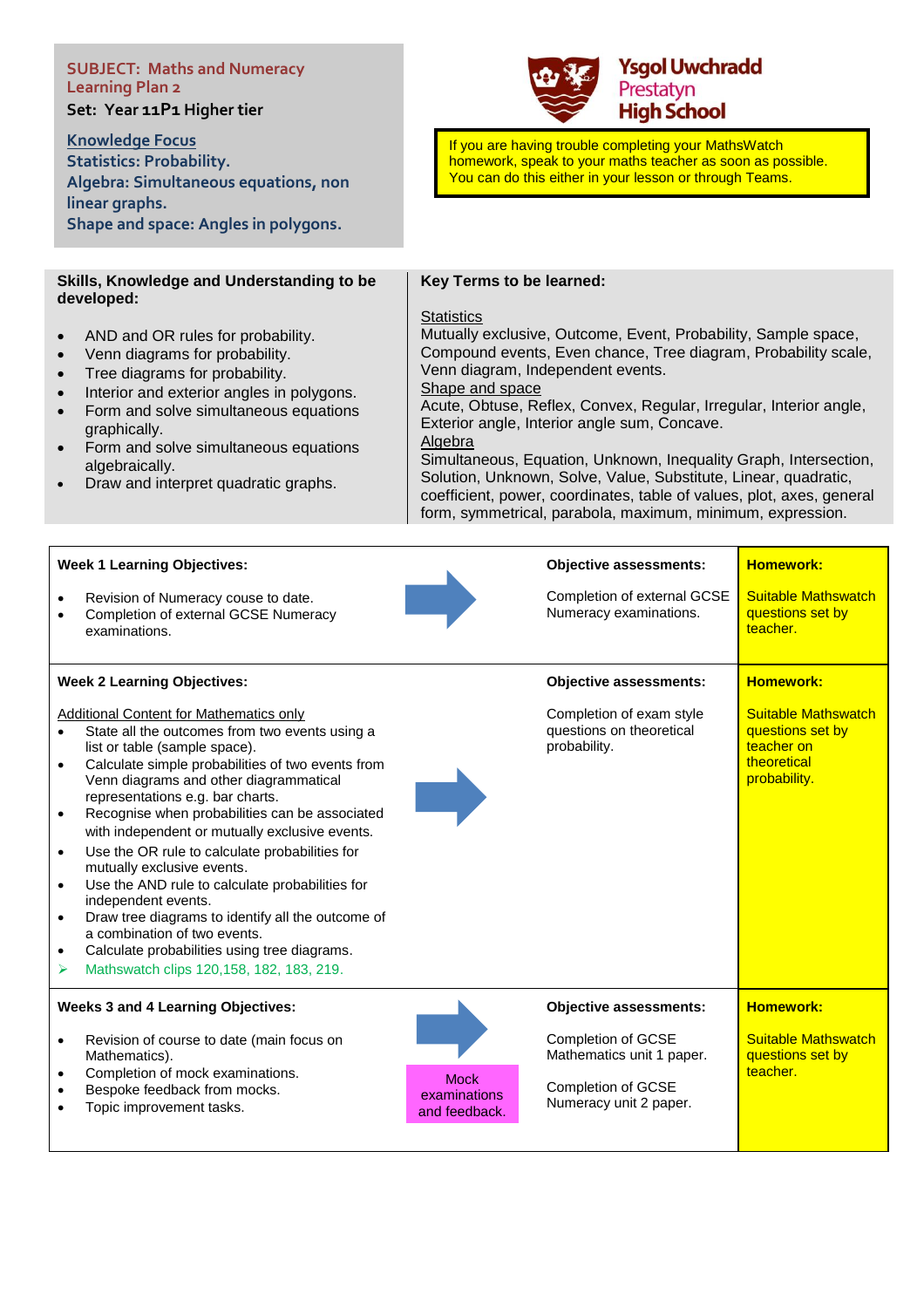**SUBJECT: Maths and Numeracy**
**Learning Plan 2**

**Set: Year 11P1 Higher tier**

**Knowledge Focus**

**Statistics: Probability.**
**Algebra: Simultaneous equations, non linear graphs.**
**Shape and space: Angles in polygons.**

**Ysgol Uwchradd Prestatyn High School**

If you are having trouble completing your MathsWatch homework, speak to your maths teacher as soon as possible. You can do this either in your lesson or through Teams.

## Skills, Knowledge and Understanding to be developed:

- AND and OR rules for probability.
- Venn diagrams for probability.
- Tree diagrams for probability.
- Interior and exterior angles in polygons.
- Form and solve simultaneous equations graphically.
- Form and solve simultaneous equations algebraically.
- Draw and interpret quadratic graphs.

## Key Terms to be learned:

Statistics
Mutually exclusive, Outcome, Event, Probability, Sample space, Compound events, Even chance, Tree diagram, Probability scale, Venn diagram, Independent events.

Shape and space
Acute, Obtuse, Reflex, Convex, Regular, Irregular, Interior angle, Exterior angle, Interior angle sum, Concave.

Algebra
Simultaneous, Equation, Unknown, Inequality Graph, Intersection, Solution, Unknown, Solve, Value, Substitute, Linear, quadratic, coefficient, power, coordinates, table of values, plot, axes, general form, symmetrical, parabola, maximum, minimum, expression.

| Learning Objectives | | Objective assessments | Homework |
|---|---|---|---|
| **Week 1 Learning Objectives:**<br>• Revision of Numeracy couse to date.<br>• Completion of external GCSE Numeracy examinations. | → | **Objective assessments:**<br>Completion of external GCSE Numeracy examinations. | **Homework:**<br>Suitable Mathswatch questions set by teacher. |
| **Week 2 Learning Objectives:**<br>Additional Content for Mathematics only<br>• State all the outcomes from two events using a list or table (sample space).<br>• Calculate simple probabilities of two events from Venn diagrams and other diagrammatical representations e.g. bar charts.<br>• Recognise when probabilities can be associated with independent or mutually exclusive events.<br>• Use the OR rule to calculate probabilities for mutually exclusive events.<br>• Use the AND rule to calculate probabilities for independent events.<br>• Draw tree diagrams to identify all the outcome of a combination of two events.<br>• Calculate probabilities using tree diagrams.<br>➢ Mathswatch clips 120,158, 182, 183, 219. | → | **Objective assessments:**<br>Completion of exam style questions on theoretical probability. | **Homework:**<br>Suitable Mathswatch questions set by teacher on theoretical probability. |
| **Weeks 3 and 4 Learning Objectives:**<br>• Revision of course to date (main focus on Mathematics).<br>• Completion of mock examinations.<br>• Bespoke feedback from mocks.<br>• Topic improvement tasks. | → Mock examinations and feedback. | **Objective assessments:**<br>Completion of GCSE Mathematics unit 1 paper.<br>Completion of GCSE Numeracy unit 2 paper. | **Homework:**<br>Suitable Mathswatch questions set by teacher. |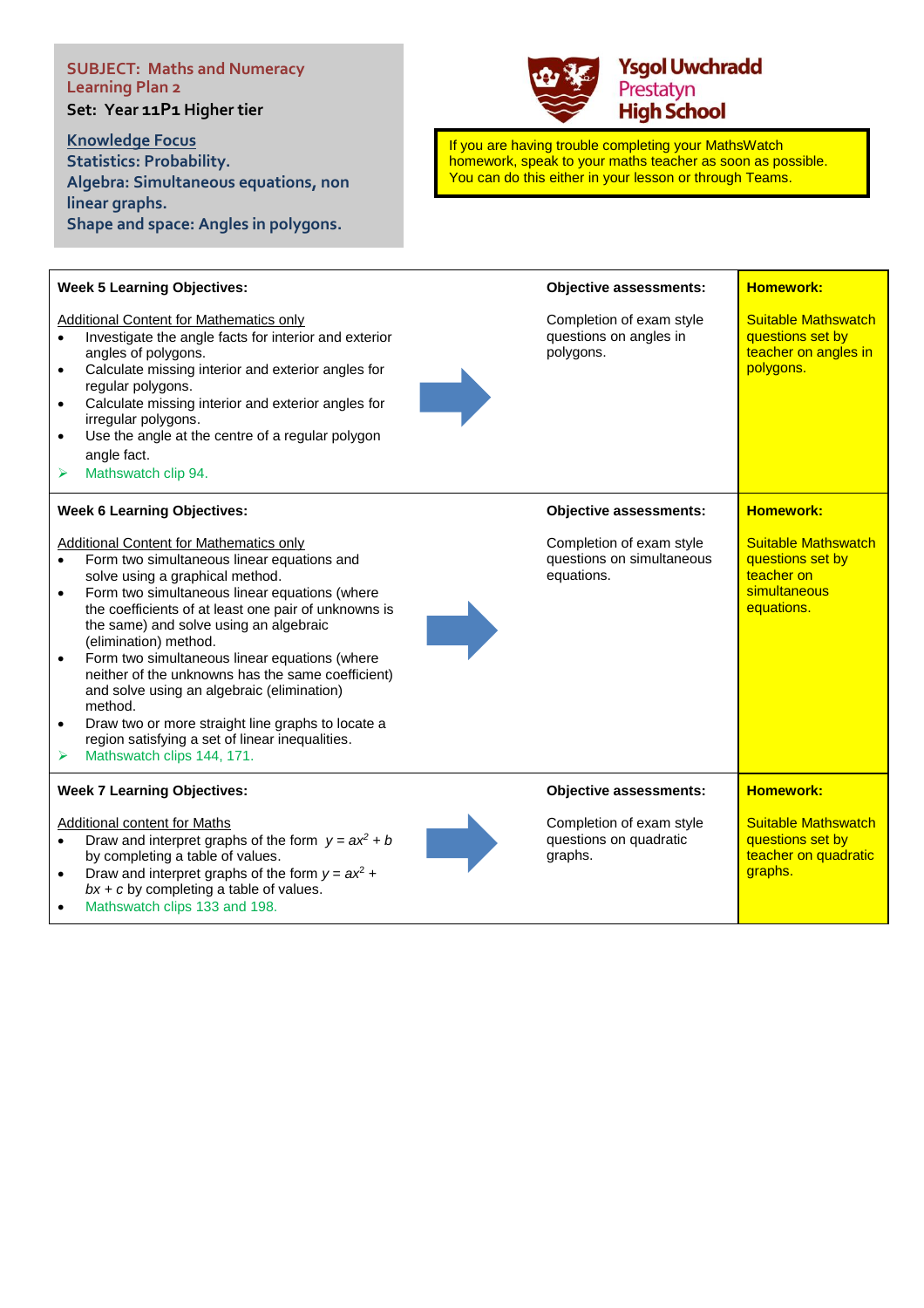**SUBJECT: Maths and Numeracy**
**Learning Plan 2**

**Set: Year 11P1 Higher tier**

**Knowledge Focus**
**Statistics: Probability.**
**Algebra: Simultaneous equations, non linear graphs.**
**Shape and space: Angles in polygons.**

**Ysgol Uwchradd Prestatyn High School**

If you are having trouble completing your MathsWatch homework, speak to your maths teacher as soon as possible. You can do this either in your lesson or through Teams.

| Learning Objectives | Objective assessments | Homework |
|---|---|---|
| **Week 5 Learning Objectives:**<br><br>Additional Content for Mathematics only<br>• Investigate the angle facts for interior and exterior angles of polygons.<br>• Calculate missing interior and exterior angles for regular polygons.<br>• Calculate missing interior and exterior angles for irregular polygons.<br>• Use the angle at the centre of a regular polygon angle fact.<br>➢ Mathswatch clip 94. | **Objective assessments:**<br><br>Completion of exam style questions on angles in polygons. | **Homework:**<br><br>Suitable Mathswatch questions set by teacher on angles in polygons. |
| **Week 6 Learning Objectives:**<br><br>Additional Content for Mathematics only<br>• Form two simultaneous linear equations and solve using a graphical method.<br>• Form two simultaneous linear equations (where the coefficients of at least one pair of unknowns is the same) and solve using an algebraic (elimination) method.<br>• Form two simultaneous linear equations (where neither of the unknowns has the same coefficient) and solve using an algebraic (elimination) method.<br>• Draw two or more straight line graphs to locate a region satisfying a set of linear inequalities.<br>➢ Mathswatch clips 144, 171. | **Objective assessments:**<br><br>Completion of exam style questions on simultaneous equations. | **Homework:**<br><br>Suitable Mathswatch questions set by teacher on simultaneous equations. |
| **Week 7 Learning Objectives:**<br><br>Additional content for Maths<br>• Draw and interpret graphs of the form $y = ax^2 + b$ by completing a table of values.<br>• Draw and interpret graphs of the form $y = ax^2 + bx + c$ by completing a table of values.<br>• Mathswatch clips 133 and 198. | **Objective assessments:**<br><br>Completion of exam style questions on quadratic graphs. | **Homework:**<br><br>Suitable Mathswatch questions set by teacher on quadratic graphs. |